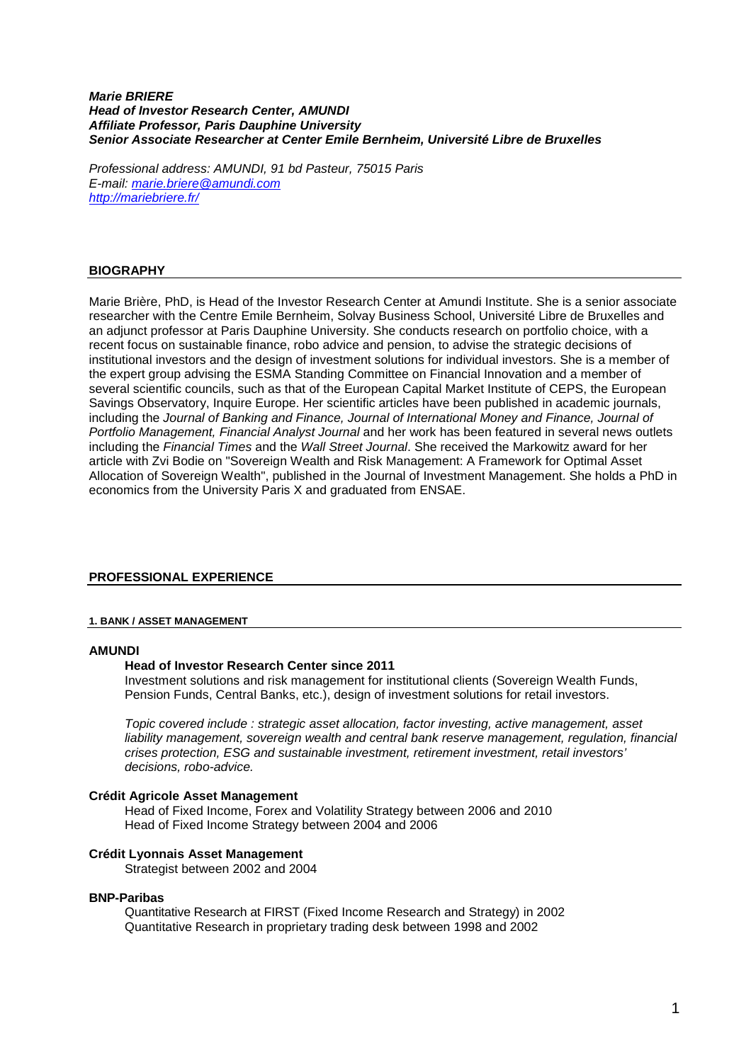***Marie BRIERE***
***Head of Investor Research Center, AMUNDI***
***Affiliate Professor, Paris Dauphine University***
***Senior Associate Researcher at Center Emile Bernheim, Université Libre de Bruxelles***

*Professional address: AMUNDI, 91 bd Pasteur, 75015 Paris*
*E-mail: [marie.briere@amundi.com](mailto:marie.briere@amundi.com)*
*[http://mariebriere.fr/](http://mariebriere.fr/)*

## BIOGRAPHY

Marie Brière, PhD, is Head of the Investor Research Center at Amundi Institute. She is a senior associate researcher with the Centre Emile Bernheim, Solvay Business School, Université Libre de Bruxelles and an adjunct professor at Paris Dauphine University. She conducts research on portfolio choice, with a recent focus on sustainable finance, robo advice and pension, to advise the strategic decisions of institutional investors and the design of investment solutions for individual investors. She is a member of the expert group advising the ESMA Standing Committee on Financial Innovation and a member of several scientific councils, such as that of the European Capital Market Institute of CEPS, the European Savings Observatory, Inquire Europe. Her scientific articles have been published in academic journals, including the *Journal of Banking and Finance, Journal of International Money and Finance, Journal of Portfolio Management, Financial Analyst Journal* and her work has been featured in several news outlets including the *Financial Times* and the *Wall Street Journal*. She received the Markowitz award for her article with Zvi Bodie on "Sovereign Wealth and Risk Management: A Framework for Optimal Asset Allocation of Sovereign Wealth", published in the Journal of Investment Management. She holds a PhD in economics from the University Paris X and graduated from ENSAE.

## PROFESSIONAL EXPERIENCE

### 1. BANK / ASSET MANAGEMENT

**AMUNDI**

**Head of Investor Research Center since 2011**
Investment solutions and risk management for institutional clients (Sovereign Wealth Funds, Pension Funds, Central Banks, etc.), design of investment solutions for retail investors.

*Topic covered include : strategic asset allocation, factor investing, active management, asset liability management, sovereign wealth and central bank reserve management, regulation, financial crises protection, ESG and sustainable investment, retirement investment, retail investors' decisions, robo-advice.*

**Crédit Agricole Asset Management**

Head of Fixed Income, Forex and Volatility Strategy between 2006 and 2010
Head of Fixed Income Strategy between 2004 and 2006

**Crédit Lyonnais Asset Management**

Strategist between 2002 and 2004

**BNP-Paribas**

Quantitative Research at FIRST (Fixed Income Research and Strategy) in 2002
Quantitative Research in proprietary trading desk between 1998 and 2002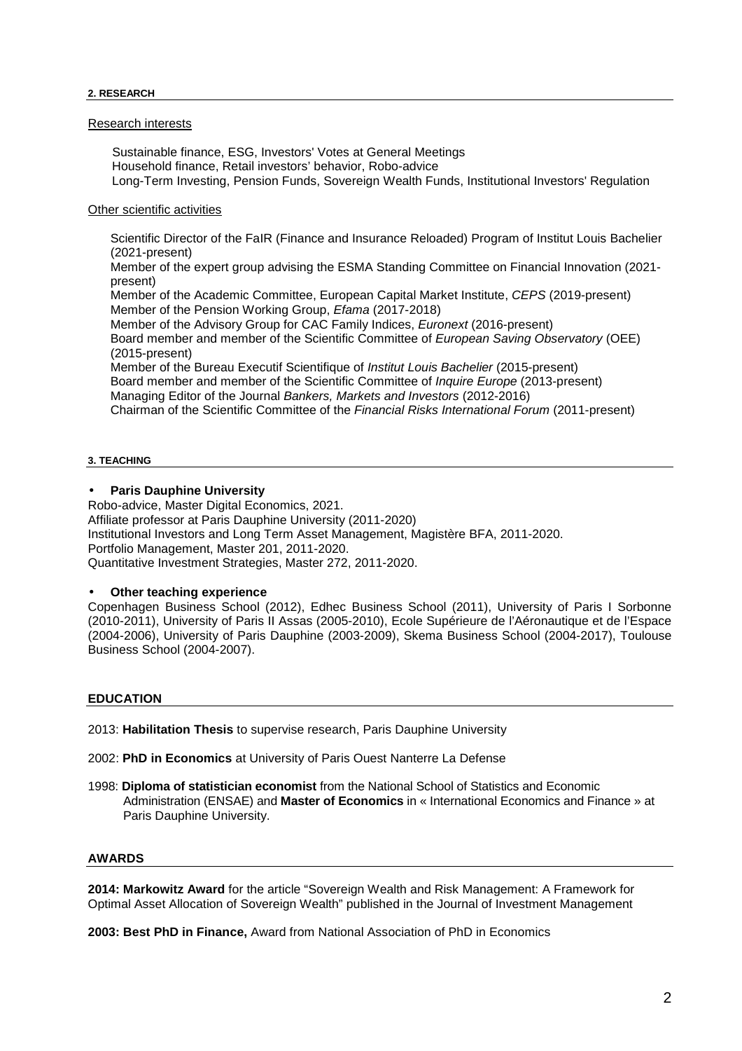## 2. RESEARCH

Research interests

Sustainable finance, ESG, Investors' Votes at General Meetings
Household finance, Retail investors' behavior, Robo-advice
Long-Term Investing, Pension Funds, Sovereign Wealth Funds, Institutional Investors' Regulation

Other scientific activities

Scientific Director of the FaIR (Finance and Insurance Reloaded) Program of Institut Louis Bachelier (2021-present)
Member of the expert group advising the ESMA Standing Committee on Financial Innovation (2021-present)
Member of the Academic Committee, European Capital Market Institute, *CEPS* (2019-present)
Member of the Pension Working Group, *Efama* (2017-2018)
Member of the Advisory Group for CAC Family Indices, *Euronext* (2016-present)
Board member and member of the Scientific Committee of *European Saving Observatory* (OEE) (2015-present)
Member of the Bureau Executif Scientifique of *Institut Louis Bachelier* (2015-present)
Board member and member of the Scientific Committee of *Inquire Europe* (2013-present)
Managing Editor of the Journal *Bankers, Markets and Investors* (2012-2016)
Chairman of the Scientific Committee of the *Financial Risks International Forum* (2011-present)

## 3. TEACHING

- **Paris Dauphine University**

Robo-advice, Master Digital Economics, 2021.
Affiliate professor at Paris Dauphine University (2011-2020)
Institutional Investors and Long Term Asset Management, Magistère BFA, 2011-2020.
Portfolio Management, Master 201, 2011-2020.
Quantitative Investment Strategies, Master 272, 2011-2020.

- **Other teaching experience**

Copenhagen Business School (2012), Edhec Business School (2011), University of Paris I Sorbonne (2010-2011), University of Paris II Assas (2005-2010), Ecole Supérieure de l'Aéronautique et de l'Espace (2004-2006), University of Paris Dauphine (2003-2009), Skema Business School (2004-2017), Toulouse Business School (2004-2007).

## EDUCATION

2013: **Habilitation Thesis** to supervise research, Paris Dauphine University

2002: **PhD in Economics** at University of Paris Ouest Nanterre La Defense

1998: **Diploma of statistician economist** from the National School of Statistics and Economic Administration (ENSAE) and **Master of Economics** in « International Economics and Finance » at Paris Dauphine University.

## AWARDS

**2014: Markowitz Award** for the article "Sovereign Wealth and Risk Management: A Framework for Optimal Asset Allocation of Sovereign Wealth" published in the Journal of Investment Management

**2003: Best PhD in Finance,** Award from National Association of PhD in Economics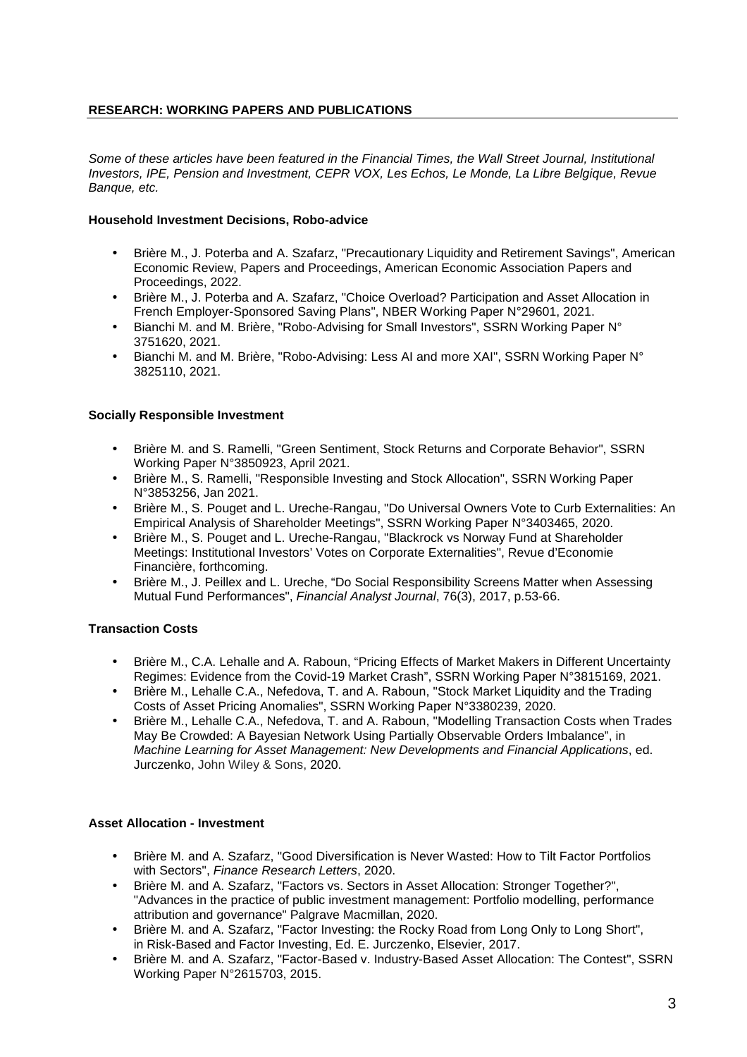## RESEARCH: WORKING PAPERS AND PUBLICATIONS

*Some of these articles have been featured in the Financial Times, the Wall Street Journal, Institutional Investors, IPE, Pension and Investment, CEPR VOX, Les Echos, Le Monde, La Libre Belgique, Revue Banque, etc.*

### Household Investment Decisions, Robo-advice

- Brière M., J. Poterba and A. Szafarz, "Precautionary Liquidity and Retirement Savings", American Economic Review, Papers and Proceedings, American Economic Association Papers and Proceedings, 2022.
- Brière M., J. Poterba and A. Szafarz, "Choice Overload? Participation and Asset Allocation in French Employer-Sponsored Saving Plans", NBER Working Paper N°29601, 2021.
- Bianchi M. and M. Brière, "Robo-Advising for Small Investors", SSRN Working Paper N° 3751620, 2021.
- Bianchi M. and M. Brière, "Robo-Advising: Less AI and more XAI", SSRN Working Paper N° 3825110, 2021.

### Socially Responsible Investment

- Brière M. and S. Ramelli, "Green Sentiment, Stock Returns and Corporate Behavior", SSRN Working Paper N°3850923, April 2021.
- Brière M., S. Ramelli, "Responsible Investing and Stock Allocation", SSRN Working Paper N°3853256, Jan 2021.
- Brière M., S. Pouget and L. Ureche-Rangau, "Do Universal Owners Vote to Curb Externalities: An Empirical Analysis of Shareholder Meetings", SSRN Working Paper N°3403465, 2020.
- Brière M., S. Pouget and L. Ureche-Rangau, "Blackrock vs Norway Fund at Shareholder Meetings: Institutional Investors' Votes on Corporate Externalities", Revue d'Economie Financière, forthcoming.
- Brière M., J. Peillex and L. Ureche, "Do Social Responsibility Screens Matter when Assessing Mutual Fund Performances", *Financial Analyst Journal*, 76(3), 2017, p.53-66.

### Transaction Costs

- Brière M., C.A. Lehalle and A. Raboun, "Pricing Effects of Market Makers in Different Uncertainty Regimes: Evidence from the Covid-19 Market Crash", SSRN Working Paper N°3815169, 2021.
- Brière M., Lehalle C.A., Nefedova, T. and A. Raboun, "Stock Market Liquidity and the Trading Costs of Asset Pricing Anomalies", SSRN Working Paper N°3380239, 2020.
- Brière M., Lehalle C.A., Nefedova, T. and A. Raboun, "Modelling Transaction Costs when Trades May Be Crowded: A Bayesian Network Using Partially Observable Orders Imbalance", in *Machine Learning for Asset Management: New Developments and Financial Applications*, ed. Jurczenko, John Wiley & Sons, 2020.

### Asset Allocation - Investment

- Brière M. and A. Szafarz, "Good Diversification is Never Wasted: How to Tilt Factor Portfolios with Sectors", *Finance Research Letters*, 2020.
- Brière M. and A. Szafarz, "Factors vs. Sectors in Asset Allocation: Stronger Together?", "Advances in the practice of public investment management: Portfolio modelling, performance attribution and governance" Palgrave Macmillan, 2020.
- Brière M. and A. Szafarz, "Factor Investing: the Rocky Road from Long Only to Long Short", in Risk-Based and Factor Investing, Ed. E. Jurczenko, Elsevier, 2017.
- Brière M. and A. Szafarz, "Factor-Based v. Industry-Based Asset Allocation: The Contest", SSRN Working Paper N°2615703, 2015.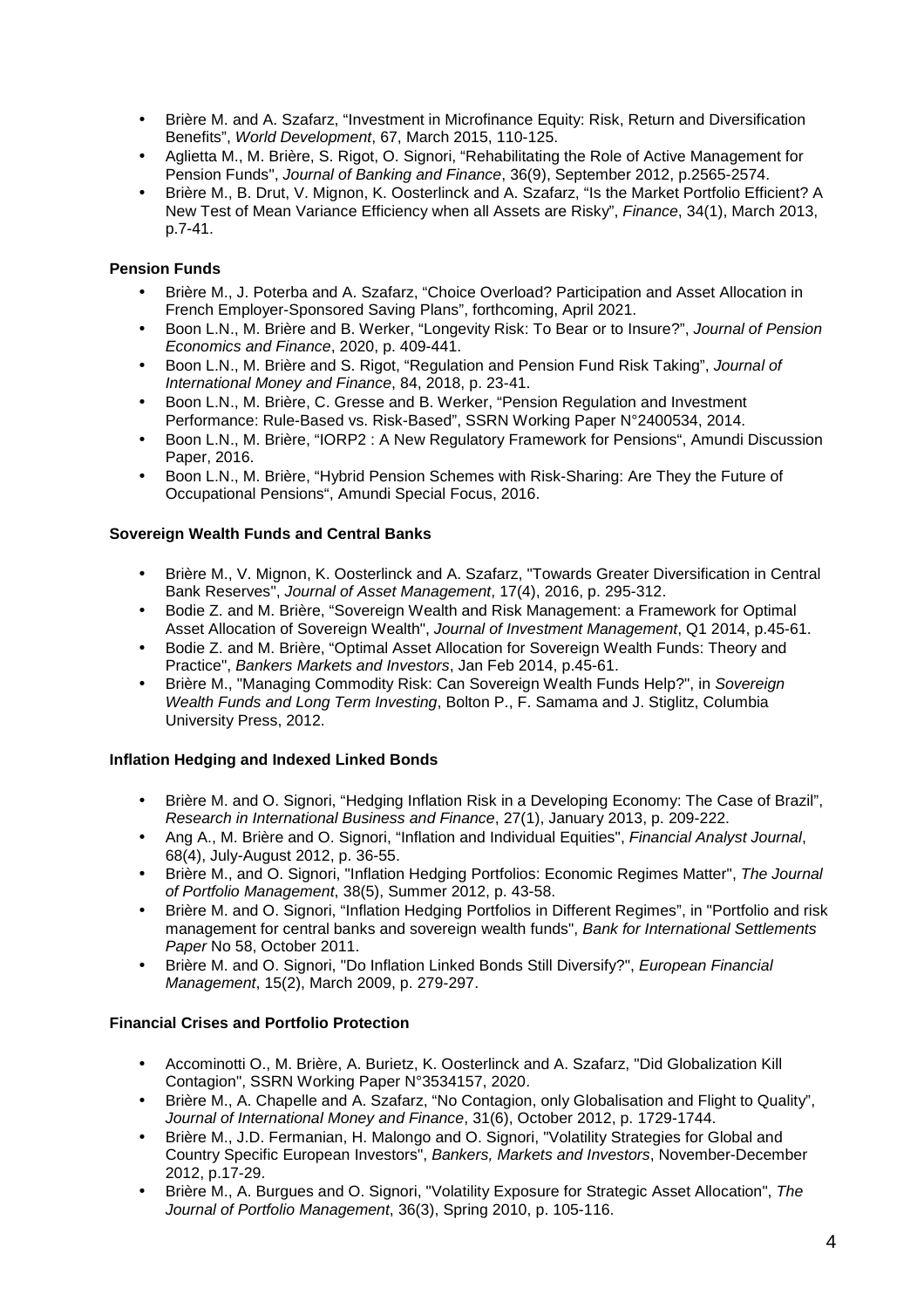- Brière M. and A. Szafarz, “Investment in Microfinance Equity: Risk, Return and Diversification Benefits”, *World Development*, 67, March 2015, 110-125.
- Aglietta M., M. Brière, S. Rigot, O. Signori, “Rehabilitating the Role of Active Management for Pension Funds", *Journal of Banking and Finance*, 36(9), September 2012, p.2565-2574.
- Brière M., B. Drut, V. Mignon, K. Oosterlinck and A. Szafarz, “Is the Market Portfolio Efficient? A New Test of Mean Variance Efficiency when all Assets are Risky”, *Finance*, 34(1), March 2013, p.7-41.

**Pension Funds**

- Brière M., J. Poterba and A. Szafarz, “Choice Overload? Participation and Asset Allocation in French Employer-Sponsored Saving Plans”, forthcoming, April 2021.
- Boon L.N., M. Brière and B. Werker, “Longevity Risk: To Bear or to Insure?”, *Journal of Pension Economics and Finance*, 2020, p. 409-441.
- Boon L.N., M. Brière and S. Rigot, “Regulation and Pension Fund Risk Taking”, *Journal of International Money and Finance*, 84, 2018, p. 23-41.
- Boon L.N., M. Brière, C. Gresse and B. Werker, “Pension Regulation and Investment Performance: Rule-Based vs. Risk-Based”, SSRN Working Paper N°2400534, 2014.
- Boon L.N., M. Brière, “IORP2 : A New Regulatory Framework for Pensions“, Amundi Discussion Paper, 2016.
- Boon L.N., M. Brière, “Hybrid Pension Schemes with Risk-Sharing: Are They the Future of Occupational Pensions“, Amundi Special Focus, 2016.

**Sovereign Wealth Funds and Central Banks**

- Brière M., V. Mignon, K. Oosterlinck and A. Szafarz, "Towards Greater Diversification in Central Bank Reserves", *Journal of Asset Management*, 17(4), 2016, p. 295-312.
- Bodie Z. and M. Brière, “Sovereign Wealth and Risk Management: a Framework for Optimal Asset Allocation of Sovereign Wealth", *Journal of Investment Management*, Q1 2014, p.45-61.
- Bodie Z. and M. Brière, “Optimal Asset Allocation for Sovereign Wealth Funds: Theory and Practice", *Bankers Markets and Investors*, Jan Feb 2014, p.45-61.
- Brière M., "Managing Commodity Risk: Can Sovereign Wealth Funds Help?", in *Sovereign Wealth Funds and Long Term Investing*, Bolton P., F. Samama and J. Stiglitz, Columbia University Press, 2012.

**Inflation Hedging and Indexed Linked Bonds**

- Brière M. and O. Signori, “Hedging Inflation Risk in a Developing Economy: The Case of Brazil”, *Research in International Business and Finance*, 27(1), January 2013, p. 209-222.
- Ang A., M. Brière and O. Signori, “Inflation and Individual Equities", *Financial Analyst Journal*, 68(4), July-August 2012, p. 36-55.
- Brière M., and O. Signori, "Inflation Hedging Portfolios: Economic Regimes Matter", *The Journal of Portfolio Management*, 38(5), Summer 2012, p. 43-58.
- Brière M. and O. Signori, “Inflation Hedging Portfolios in Different Regimes”, in "Portfolio and risk management for central banks and sovereign wealth funds", *Bank for International Settlements Paper* No 58, October 2011.
- Brière M. and O. Signori, "Do Inflation Linked Bonds Still Diversify?", *European Financial Management*, 15(2), March 2009, p. 279-297.

**Financial Crises and Portfolio Protection**

- Accominotti O., M. Brière, A. Burietz, K. Oosterlinck and A. Szafarz, "Did Globalization Kill Contagion", SSRN Working Paper N°3534157, 2020.
- Brière M., A. Chapelle and A. Szafarz, “No Contagion, only Globalisation and Flight to Quality”, *Journal of International Money and Finance*, 31(6), October 2012, p. 1729-1744.
- Brière M., J.D. Fermanian, H. Malongo and O. Signori, "Volatility Strategies for Global and Country Specific European Investors", *Bankers, Markets and Investors*, November-December 2012, p.17-29.
- Brière M., A. Burgues and O. Signori, "Volatility Exposure for Strategic Asset Allocation", *The Journal of Portfolio Management*, 36(3), Spring 2010, p. 105-116.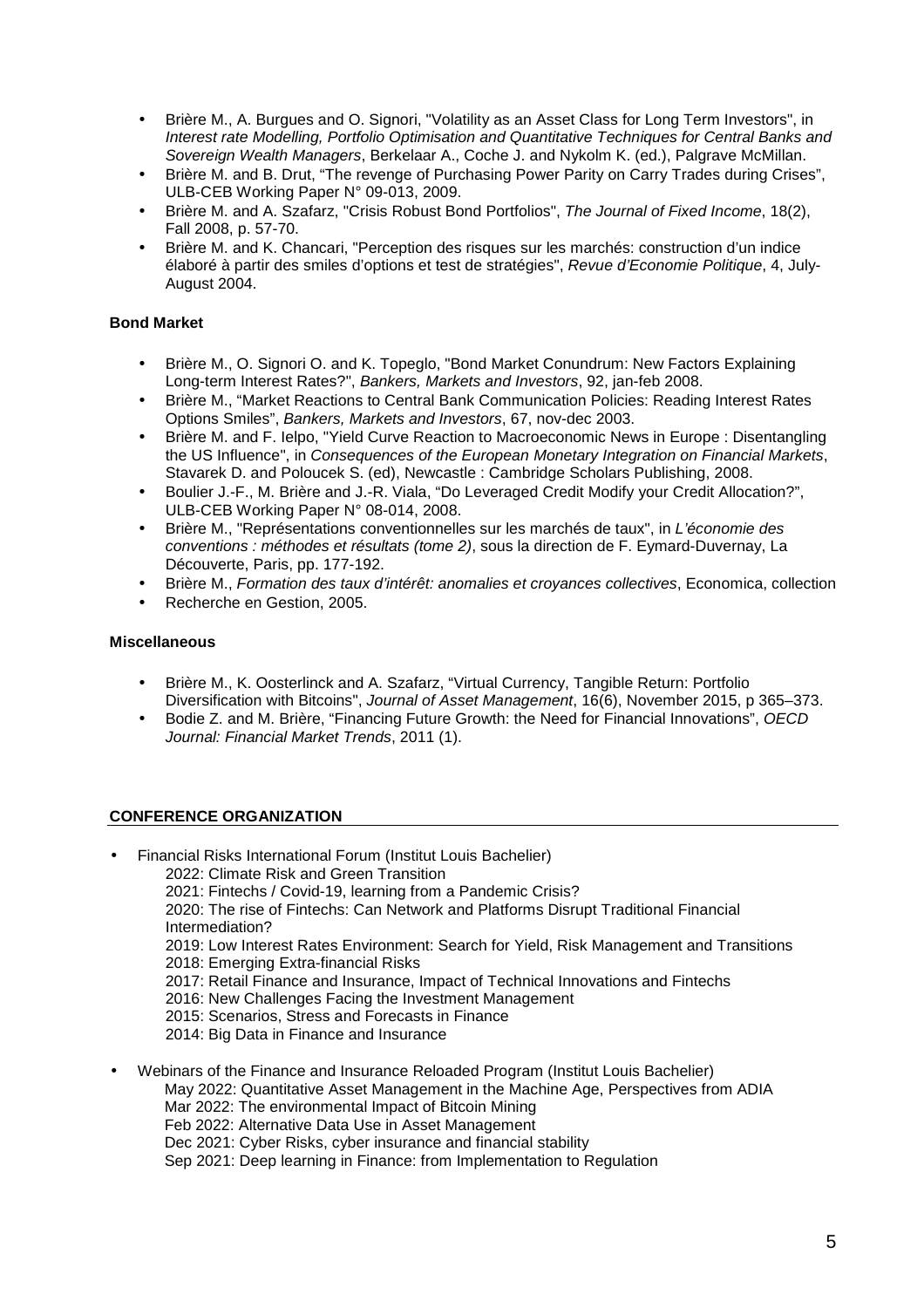- Brière M., A. Burgues and O. Signori, "Volatility as an Asset Class for Long Term Investors", in *Interest rate Modelling, Portfolio Optimisation and Quantitative Techniques for Central Banks and Sovereign Wealth Managers*, Berkelaar A., Coche J. and Nykolm K. (ed.), Palgrave McMillan.
- Brière M. and B. Drut, "The revenge of Purchasing Power Parity on Carry Trades during Crises", ULB-CEB Working Paper N° 09-013, 2009.
- Brière M. and A. Szafarz, "Crisis Robust Bond Portfolios", *The Journal of Fixed Income*, 18(2), Fall 2008, p. 57-70.
- Brière M. and K. Chancari, "Perception des risques sur les marchés: construction d'un indice élaboré à partir des smiles d'options et test de stratégies", *Revue d'Economie Politique*, 4, July-August 2004.

**Bond Market**

- Brière M., O. Signori O. and K. Topeglo, "Bond Market Conundrum: New Factors Explaining Long-term Interest Rates?", *Bankers, Markets and Investors*, 92, jan-feb 2008.
- Brière M., "Market Reactions to Central Bank Communication Policies: Reading Interest Rates Options Smiles", *Bankers, Markets and Investors*, 67, nov-dec 2003.
- Brière M. and F. Ielpo, "Yield Curve Reaction to Macroeconomic News in Europe : Disentangling the US Influence", in *Consequences of the European Monetary Integration on Financial Markets*, Stavarek D. and Poloucek S. (ed), Newcastle : Cambridge Scholars Publishing, 2008.
- Boulier J.-F., M. Brière and J.-R. Viala, "Do Leveraged Credit Modify your Credit Allocation?", ULB-CEB Working Paper N° 08-014, 2008.
- Brière M., "Représentations conventionnelles sur les marchés de taux", in *L'économie des conventions : méthodes et résultats (tome 2)*, sous la direction de F. Eymard-Duvernay, La Découverte, Paris, pp. 177-192.
- Brière M., *Formation des taux d'intérêt: anomalies et croyances collectives*, Economica, collection
- Recherche en Gestion, 2005.

**Miscellaneous**

- Brière M., K. Oosterlinck and A. Szafarz, "Virtual Currency, Tangible Return: Portfolio Diversification with Bitcoins", *Journal of Asset Management*, 16(6), November 2015, p 365–373.
- Bodie Z. and M. Brière, "Financing Future Growth: the Need for Financial Innovations", *OECD Journal: Financial Market Trends*, 2011 (1).

## CONFERENCE ORGANIZATION

- Financial Risks International Forum (Institut Louis Bachelier)
  2022: Climate Risk and Green Transition
  2021: Fintechs / Covid-19, learning from a Pandemic Crisis?
  2020: The rise of Fintechs: Can Network and Platforms Disrupt Traditional Financial Intermediation?
  2019: Low Interest Rates Environment: Search for Yield, Risk Management and Transitions
  2018: Emerging Extra-financial Risks
  2017: Retail Finance and Insurance, Impact of Technical Innovations and Fintechs
  2016: New Challenges Facing the Investment Management
  2015: Scenarios, Stress and Forecasts in Finance
  2014: Big Data in Finance and Insurance

- Webinars of the Finance and Insurance Reloaded Program (Institut Louis Bachelier)
  May 2022: Quantitative Asset Management in the Machine Age, Perspectives from ADIA
  Mar 2022: The environmental Impact of Bitcoin Mining
  Feb 2022: Alternative Data Use in Asset Management
  Dec 2021: Cyber Risks, cyber insurance and financial stability
  Sep 2021: Deep learning in Finance: from Implementation to Regulation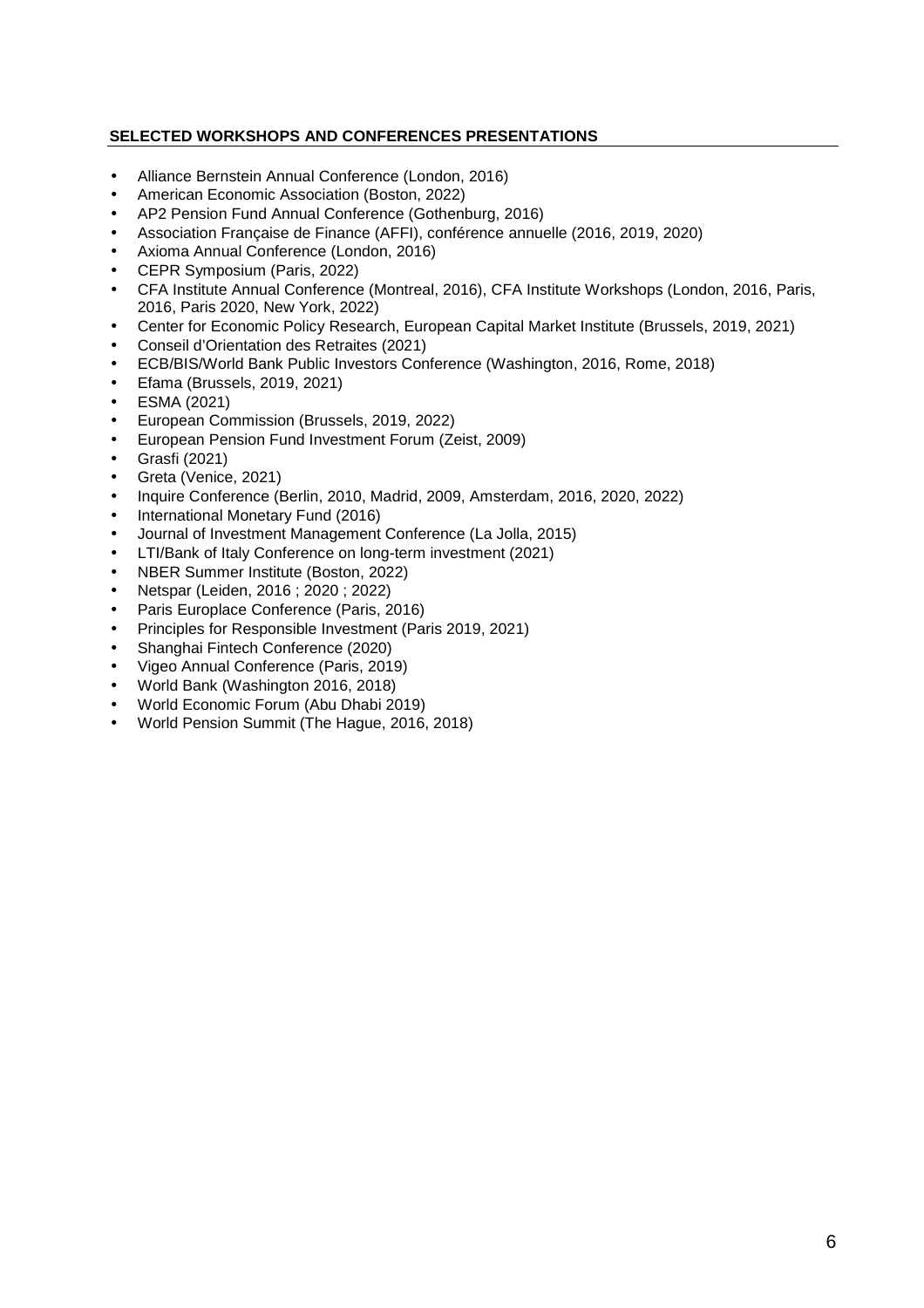**SELECTED WORKSHOPS AND CONFERENCES PRESENTATIONS**

- Alliance Bernstein Annual Conference (London, 2016)
- American Economic Association (Boston, 2022)
- AP2 Pension Fund Annual Conference (Gothenburg, 2016)
- Association Française de Finance (AFFI), conférence annuelle (2016, 2019, 2020)
- Axioma Annual Conference (London, 2016)
- CEPR Symposium (Paris, 2022)
- CFA Institute Annual Conference (Montreal, 2016), CFA Institute Workshops (London, 2016, Paris, 2016, Paris 2020, New York, 2022)
- Center for Economic Policy Research, European Capital Market Institute (Brussels, 2019, 2021)
- Conseil d'Orientation des Retraites (2021)
- ECB/BIS/World Bank Public Investors Conference (Washington, 2016, Rome, 2018)
- Efama (Brussels, 2019, 2021)
- ESMA (2021)
- European Commission (Brussels, 2019, 2022)
- European Pension Fund Investment Forum (Zeist, 2009)
- Grasfi (2021)
- Greta (Venice, 2021)
- Inquire Conference (Berlin, 2010, Madrid, 2009, Amsterdam, 2016, 2020, 2022)
- International Monetary Fund (2016)
- Journal of Investment Management Conference (La Jolla, 2015)
- LTI/Bank of Italy Conference on long-term investment (2021)
- NBER Summer Institute (Boston, 2022)
- Netspar (Leiden, 2016 ; 2020 ; 2022)
- Paris Europlace Conference (Paris, 2016)
- Principles for Responsible Investment (Paris 2019, 2021)
- Shanghai Fintech Conference (2020)
- Vigeo Annual Conference (Paris, 2019)
- World Bank (Washington 2016, 2018)
- World Economic Forum (Abu Dhabi 2019)
- World Pension Summit (The Hague, 2016, 2018)